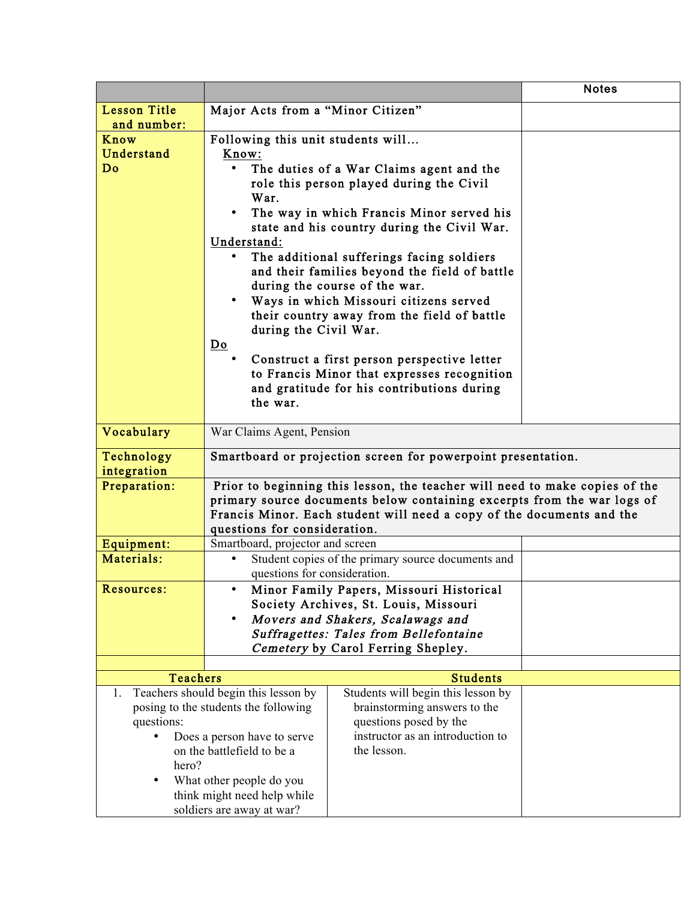| | | Notes |
|---|---|---|
| **Lesson Title and number:** | Major Acts from a "Minor Citizen" | |
| **Know Understand Do** | Following this unit students will…<br>Know:<br>• The duties of a War Claims agent and the role this person played during the Civil War.<br>• The way in which Francis Minor served his state and his country during the Civil War.<br>Understand:<br>• The additional sufferings facing soldiers and their families beyond the field of battle during the course of the war.<br>• Ways in which Missouri citizens served their country away from the field of battle during the Civil War.<br>Do<br>• Construct a first person perspective letter to Francis Minor that expresses recognition and gratitude for his contributions during the war. | |
| **Vocabulary** | War Claims Agent, Pension | |
| **Technology integration** | Smartboard or projection screen for powerpoint presentation. | |
| **Preparation:** | Prior to beginning this lesson, the teacher will need to make copies of the primary source documents below containing excerpts from the war logs of Francis Minor. Each student will need a copy of the documents and the questions for consideration. | |
| **Equipment:** | Smartboard, projector and screen | |
| **Materials:** | • Student copies of the primary source documents and questions for consideration. | |
| **Resources:** | • Minor Family Papers, Missouri Historical Society Archives, St. Louis, Missouri<br>• *Movers and Shakers, Scalawags and Suffragettes: Tales from Bellefontaine Cemetery* by Carol Ferring Shepley. | |

| Teachers | Students | |
|---|---|---|
| 1. Teachers should begin this lesson by posing to the students the following questions:<br>• Does a person have to serve on the battlefield to be a hero?<br>• What other people do you think might need help while soldiers are away at war? | Students will begin this lesson by brainstorming answers to the questions posed by the instructor as an introduction to the lesson. | |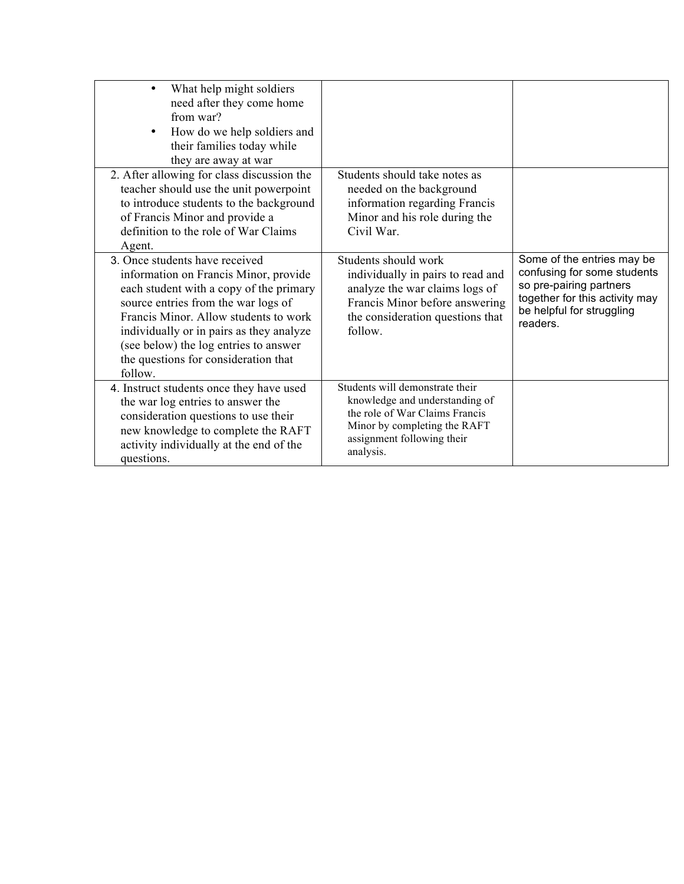| | | |
|---|---|---|
| • What help might soldiers need after they come home from war?<br>• How do we help soldiers and their families today while they are away at war | | |
| 2. After allowing for class discussion the teacher should use the unit powerpoint to introduce students to the background of Francis Minor and provide a definition to the role of War Claims Agent. | Students should take notes as needed on the background information regarding Francis Minor and his role during the Civil War. | |
| 3. Once students have received information on Francis Minor, provide each student with a copy of the primary source entries from the war logs of Francis Minor. Allow students to work individually or in pairs as they analyze (see below) the log entries to answer the questions for consideration that follow. | Students should work individually in pairs to read and analyze the war claims logs of Francis Minor before answering the consideration questions that follow. | Some of the entries may be confusing for some students so pre-pairing partners together for this activity may be helpful for struggling readers. |
| 4. Instruct students once they have used the war log entries to answer the consideration questions to use their new knowledge to complete the RAFT activity individually at the end of the questions. | Students will demonstrate their knowledge and understanding of the role of War Claims Francis Minor by completing the RAFT assignment following their analysis. | |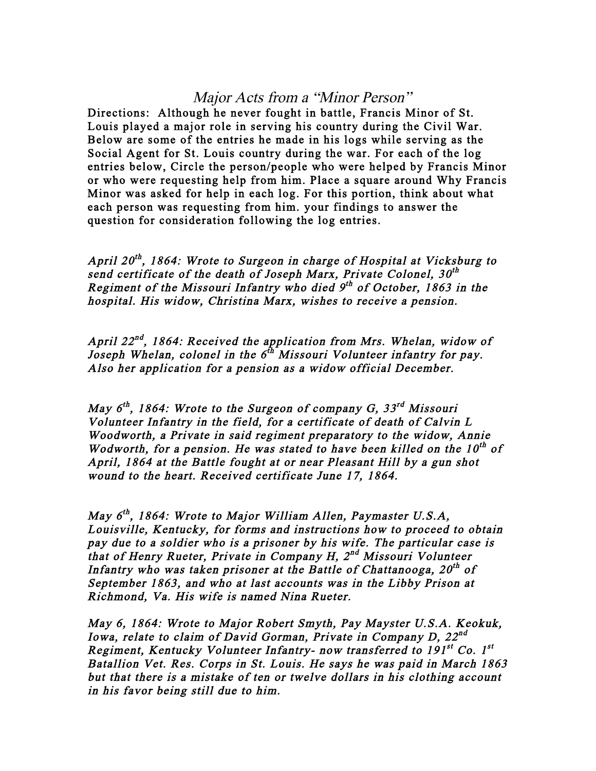# Major Acts from a "Minor Person"

Directions: Although he never fought in battle, Francis Minor of St. Louis played a major role in serving his country during the Civil War. Below are some of the entries he made in his logs while serving as the Social Agent for St. Louis country during the war. For each of the log entries below, Circle the person/people who were helped by Francis Minor or who were requesting help from him. Place a square around Why Francis Minor was asked for help in each log. For this portion, think about what each person was requesting from him. your findings to answer the question for consideration following the log entries.

*April 20th, 1864: Wrote to Surgeon in charge of Hospital at Vicksburg to send certificate of the death of Joseph Marx, Private Colonel, 30th Regiment of the Missouri Infantry who died 9th of October, 1863 in the hospital. His widow, Christina Marx, wishes to receive a pension.*

*April 22nd, 1864: Received the application from Mrs. Whelan, widow of Joseph Whelan, colonel in the 6th Missouri Volunteer infantry for pay. Also her application for a pension as a widow official December.*

*May 6th, 1864: Wrote to the Surgeon of company G, 33rd Missouri Volunteer Infantry in the field, for a certificate of death of Calvin L Woodworth, a Private in said regiment preparatory to the widow, Annie Wodworth, for a pension. He was stated to have been killed on the 10th of April, 1864 at the Battle fought at or near Pleasant Hill by a gun shot wound to the heart. Received certificate June 17, 1864.*

*May 6th, 1864: Wrote to Major William Allen, Paymaster U.S.A, Louisville, Kentucky, for forms and instructions how to proceed to obtain pay due to a soldier who is a prisoner by his wife. The particular case is that of Henry Rueter, Private in Company H, 2nd Missouri Volunteer Infantry who was taken prisoner at the Battle of Chattanooga, 20th of September 1863, and who at last accounts was in the Libby Prison at Richmond, Va. His wife is named Nina Rueter.*

*May 6, 1864: Wrote to Major Robert Smyth, Pay Mayster U.S.A. Keokuk, Iowa, relate to claim of David Gorman, Private in Company D, 22nd Regiment, Kentucky Volunteer Infantry- now transferred to 191st Co. 1st Batallion Vet. Res. Corps in St. Louis. He says he was paid in March 1863 but that there is a mistake of ten or twelve dollars in his clothing account in his favor being still due to him.*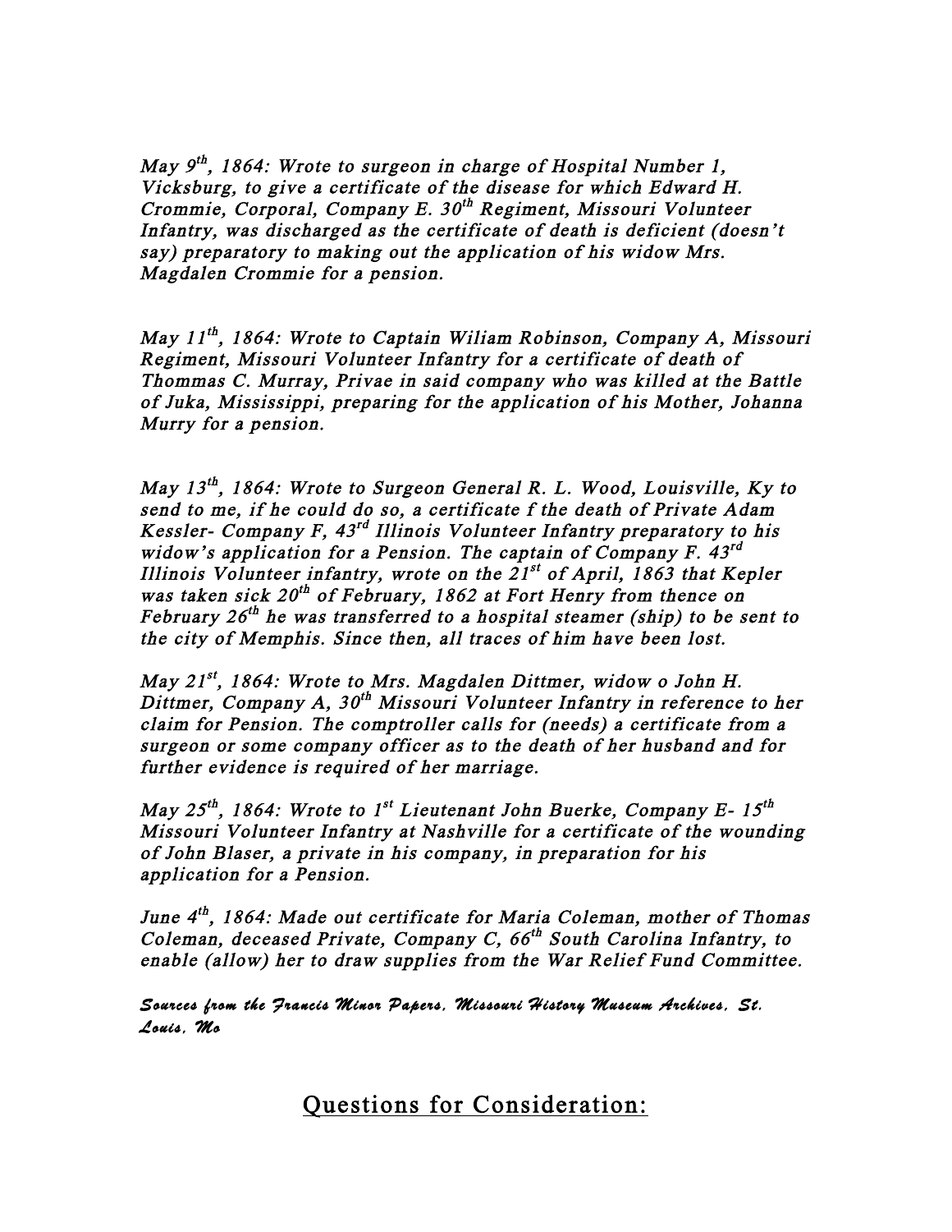*May 9th, 1864: Wrote to surgeon in charge of Hospital Number 1, Vicksburg, to give a certificate of the disease for which Edward H. Crommie, Corporal, Company E. 30th Regiment, Missouri Volunteer Infantry, was discharged as the certificate of death is deficient (doesn't say) preparatory to making out the application of his widow Mrs. Magdalen Crommie for a pension.*

*May 11th, 1864: Wrote to Captain Wiliam Robinson, Company A, Missouri Regiment, Missouri Volunteer Infantry for a certificate of death of Thommas C. Murray, Privae in said company who was killed at the Battle of Juka, Mississippi, preparing for the application of his Mother, Johanna Murry for a pension.*

*May 13th, 1864: Wrote to Surgeon General R. L. Wood, Louisville, Ky to send to me, if he could do so, a certificate f the death of Private Adam Kessler- Company F, 43rd Illinois Volunteer Infantry preparatory to his widow's application for a Pension. The captain of Company F. 43rd Illinois Volunteer infantry, wrote on the 21st of April, 1863 that Kepler was taken sick 20th of February, 1862 at Fort Henry from thence on February 26th he was transferred to a hospital steamer (ship) to be sent to the city of Memphis. Since then, all traces of him have been lost.*

*May 21st, 1864: Wrote to Mrs. Magdalen Dittmer, widow o John H. Dittmer, Company A, 30th Missouri Volunteer Infantry in reference to her claim for Pension. The comptroller calls for (needs) a certificate from a surgeon or some company officer as to the death of her husband and for further evidence is required of her marriage.*

*May 25th, 1864: Wrote to 1st Lieutenant John Buerke, Company E- 15th Missouri Volunteer Infantry at Nashville for a certificate of the wounding of John Blaser, a private in his company, in preparation for his application for a Pension.*

*June 4th, 1864: Made out certificate for Maria Coleman, mother of Thomas Coleman, deceased Private, Company C, 66th South Carolina Infantry, to enable (allow) her to draw supplies from the War Relief Fund Committee.*

***Sources from the Francis Minor Papers, Missouri History Museum Archives, St. Louis, Mo***

## Questions for Consideration: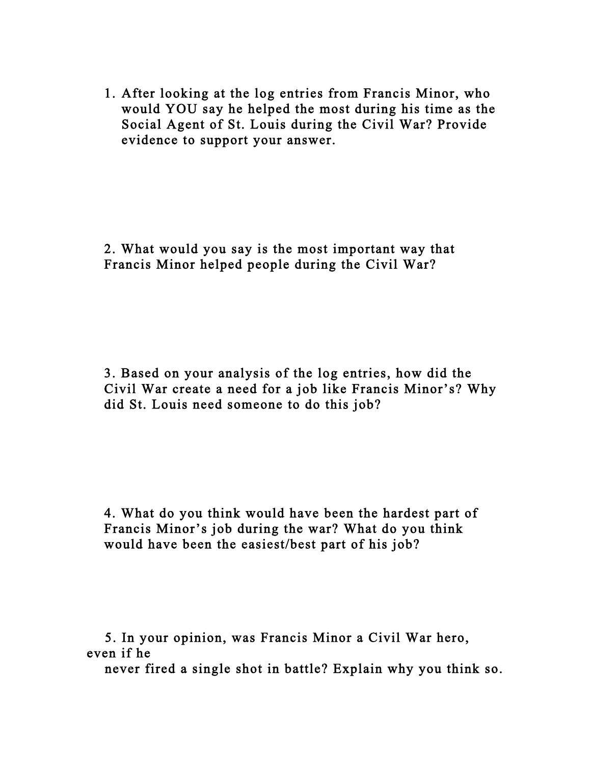1. After looking at the log entries from Francis Minor, who would YOU say he helped the most during his time as the Social Agent of St. Louis during the Civil War? Provide evidence to support your answer.

2. What would you say is the most important way that Francis Minor helped people during the Civil War?

3. Based on your analysis of the log entries, how did the Civil War create a need for a job like Francis Minor's? Why did St. Louis need someone to do this job?

4. What do you think would have been the hardest part of Francis Minor's job during the war? What do you think would have been the easiest/best part of his job?

5. In your opinion, was Francis Minor a Civil War hero, even if he never fired a single shot in battle? Explain why you think so.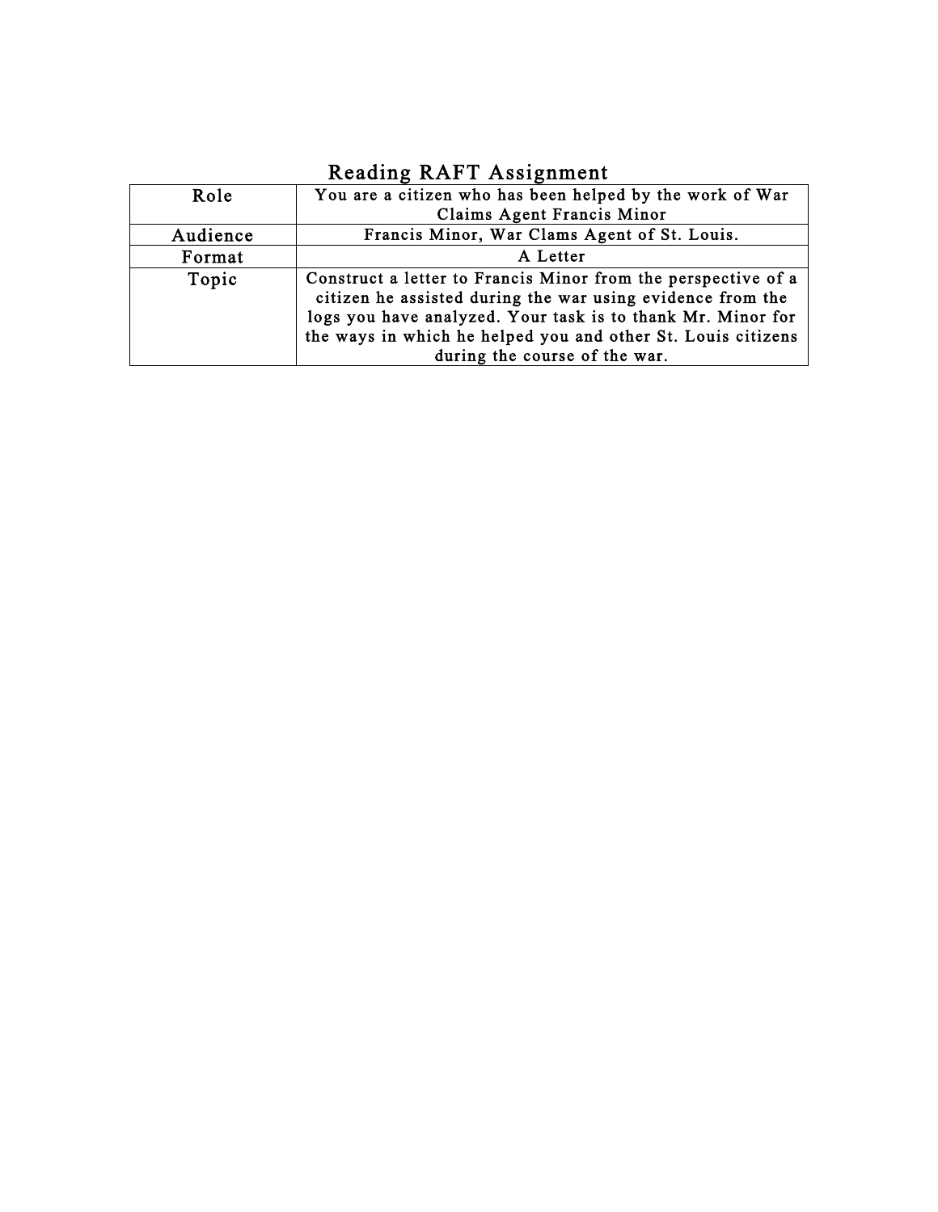# Reading RAFT Assignment

| | |
|---|---|
| Role | You are a citizen who has been helped by the work of War Claims Agent Francis Minor |
| Audience | Francis Minor, War Clams Agent of St. Louis. |
| Format | A Letter |
| Topic | Construct a letter to Francis Minor from the perspective of a citizen he assisted during the war using evidence from the logs you have analyzed. Your task is to thank Mr. Minor for the ways in which he helped you and other St. Louis citizens during the course of the war. |